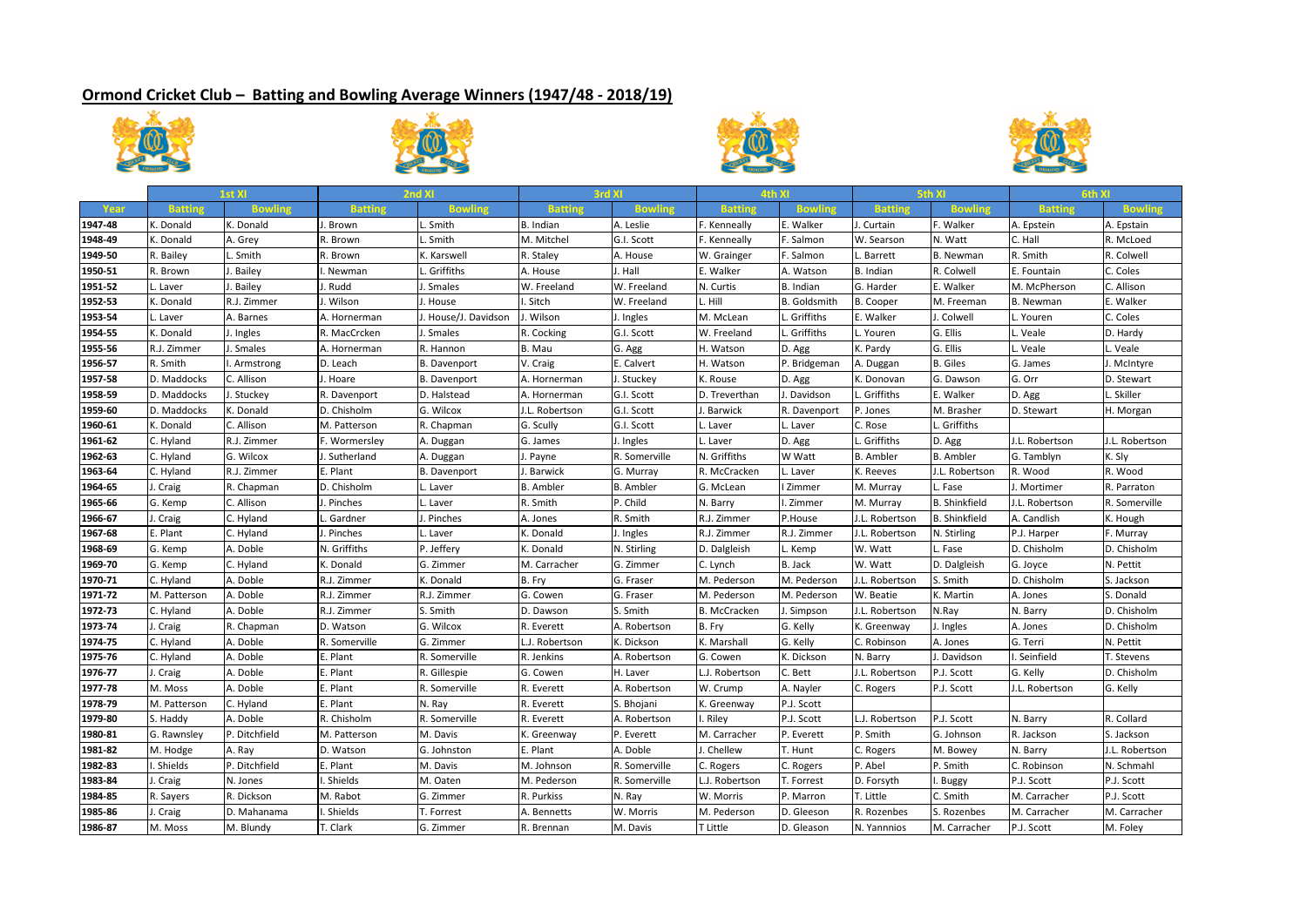## Ormond Cricket Club – Batting and Bowling Average Winners (1947/48 - 2018/19)

| | 1st XI | | 2nd XI | | 3rd XI | | 4th XI | | 5th XI | | 6th XI | |
|---|---|---|---|---|---|---|---|---|---|---|---|---|
| Year | Batting | Bowling | Batting | Bowling | Batting | Bowling | Batting | Bowling | Batting | Bowling | Batting | Bowling |
| 1947-48 | K. Donald | K. Donald | J. Brown | L. Smith | B. Indian | A. Leslie | F. Kenneally | E. Walker | J. Curtain | F. Walker | A. Epstein | A. Epstain |
| 1948-49 | K. Donald | A. Grey | R. Brown | L. Smith | M. Mitchel | G.I. Scott | F. Kenneally | F. Salmon | W. Searson | N. Watt | C. Hall | R. McLoed |
| 1949-50 | R. Bailey | L. Smith | R. Brown | K. Karswell | R. Staley | A. House | W. Grainger | F. Salmon | L. Barrett | B. Newman | R. Smith | R. Colwell |
| 1950-51 | R. Brown | J. Bailey | I. Newman | L. Griffiths | A. House | J. Hall | E. Walker | A. Watson | B. Indian | R. Colwell | E. Fountain | C. Coles |
| 1951-52 | L. Laver | J. Bailey | J. Rudd | J. Smales | W. Freeland | W. Freeland | N. Curtis | B. Indian | G. Harder | E. Walker | M. McPherson | C. Allison |
| 1952-53 | K. Donald | R.J. Zimmer | J. Wilson | J. House | I. Sitch | W. Freeland | L. Hill | B. Goldsmith | B. Cooper | M. Freeman | B. Newman | E. Walker |
| 1953-54 | L. Laver | A. Barnes | A. Hornerman | J. House/J. Davidson | J. Wilson | J. Ingles | M. McLean | L. Griffiths | E. Walker | J. Colwell | L. Youren | C. Coles |
| 1954-55 | K. Donald | J. Ingles | R. MacCrcken | J. Smales | R. Cocking | G.I. Scott | W. Freeland | L. Griffiths | L. Youren | G. Ellis | L. Veale | D. Hardy |
| 1955-56 | R.J. Zimmer | J. Smales | A. Hornerman | R. Hannon | B. Mau | G. Agg | H. Watson | D. Agg | K. Pardy | G. Ellis | L. Veale | L. Veale |
| 1956-57 | R. Smith | I. Armstrong | D. Leach | B. Davenport | V. Craig | E. Calvert | H. Watson | P. Bridgeman | A. Duggan | B. Giles | G. James | J. McIntyre |
| 1957-58 | D. Maddocks | C. Allison | J. Hoare | B. Davenport | A. Hornerman | J. Stuckey | K. Rouse | D. Agg | K. Donovan | G. Dawson | G. Orr | D. Stewart |
| 1958-59 | D. Maddocks | J. Stuckey | R. Davenport | D. Halstead | A. Hornerman | G.I. Scott | D. Treverthan | J. Davidson | L. Griffiths | E. Walker | D. Agg | L. Skiller |
| 1959-60 | D. Maddocks | K. Donald | D. Chisholm | G. Wilcox | J.L. Robertson | G.I. Scott | J. Barwick | R. Davenport | P. Jones | M. Brasher | D. Stewart | H. Morgan |
| 1960-61 | K. Donald | C. Allison | M. Patterson | R. Chapman | G. Scully | G.I. Scott | L. Laver | L. Laver | C. Rose | L. Griffiths | | |
| 1961-62 | C. Hyland | R.J. Zimmer | F. Wormersley | A. Duggan | G. James | J. Ingles | L. Laver | D. Agg | L. Griffiths | D. Agg | J.L. Robertson | J.L. Robertson |
| 1962-63 | C. Hyland | G. Wilcox | J. Sutherland | A. Duggan | J. Payne | R. Somerville | N. Griffiths | W Watt | B. Ambler | B. Ambler | G. Tamblyn | K. Sly |
| 1963-64 | C. Hyland | R.J. Zimmer | E. Plant | B. Davenport | J. Barwick | G. Murray | R. McCracken | L. Laver | K. Reeves | J.L. Robertson | R. Wood | R. Wood |
| 1964-65 | J. Craig | R. Chapman | D. Chisholm | L. Laver | B. Ambler | B. Ambler | G. McLean | I Zimmer | M. Murray | L. Fase | J. Mortimer | R. Parraton |
| 1965-66 | G. Kemp | C. Allison | J. Pinches | L. Laver | R. Smith | P. Child | N. Barry | I. Zimmer | M. Murray | B. Shinkfield | J.L. Robertson | R. Somerville |
| 1966-67 | J. Craig | C. Hyland | L. Gardner | J. Pinches | A. Jones | R. Smith | R.J. Zimmer | P.House | J.L. Robertson | B. Shinkfield | A. Candlish | K. Hough |
| 1967-68 | E. Plant | C. Hyland | J. Pinches | L. Laver | K. Donald | J. Ingles | R.J. Zimmer | R.J. Zimmer | J.L. Robertson | N. Stirling | P.J. Harper | F. Murray |
| 1968-69 | G. Kemp | A. Doble | N. Griffiths | P. Jeffery | K. Donald | N. Stirling | D. Dalgleish | L. Kemp | W. Watt | L. Fase | D. Chisholm | D. Chisholm |
| 1969-70 | G. Kemp | C. Hyland | K. Donald | G. Zimmer | M. Carracher | G. Zimmer | C. Lynch | B. Jack | W. Watt | D. Dalgleish | G. Joyce | N. Pettit |
| 1970-71 | C. Hyland | A. Doble | R.J. Zimmer | K. Donald | B. Fry | G. Fraser | M. Pederson | M. Pederson | J.L. Robertson | S. Smith | D. Chisholm | S. Jackson |
| 1971-72 | M. Patterson | A. Doble | R.J. Zimmer | R.J. Zimmer | G. Cowen | G. Fraser | M. Pederson | M. Pederson | W. Beatie | K. Martin | A. Jones | S. Donald |
| 1972-73 | C. Hyland | A. Doble | R.J. Zimmer | S. Smith | D. Dawson | S. Smith | B. McCracken | J. Simpson | J.L. Robertson | N.Ray | N. Barry | D. Chisholm |
| 1973-74 | J. Craig | R. Chapman | D. Watson | G. Wilcox | R. Everett | A. Robertson | B. Fry | G. Kelly | K. Greenway | J. Ingles | A. Jones | D. Chisholm |
| 1974-75 | C. Hyland | A. Doble | R. Somerville | G. Zimmer | L.J. Robertson | K. Dickson | K. Marshall | G. Kelly | C. Robinson | A. Jones | G. Terri | N. Pettit |
| 1975-76 | C. Hyland | A. Doble | E. Plant | R. Somerville | R. Jenkins | A. Robertson | G. Cowen | K. Dickson | N. Barry | J. Davidson | I. Seinfield | T. Stevens |
| 1976-77 | J. Craig | A. Doble | E. Plant | R. Gillespie | G. Cowen | H. Laver | L.J. Robertson | C. Bett | J.L. Robertson | P.J. Scott | G. Kelly | D. Chisholm |
| 1977-78 | M. Moss | A. Doble | E. Plant | R. Somerville | R. Everett | A. Robertson | W. Crump | A. Nayler | C. Rogers | P.J. Scott | J.L. Robertson | G. Kelly |
| 1978-79 | M. Patterson | C. Hyland | E. Plant | N. Ray | R. Everett | S. Bhojani | K. Greenway | P.J. Scott | | | | |
| 1979-80 | S. Haddy | A. Doble | R. Chisholm | R. Somerville | R. Everett | A. Robertson | I. Riley | P.J. Scott | L.J. Robertson | P.J. Scott | N. Barry | R. Collard |
| 1980-81 | G. Rawnsley | P. Ditchfield | M. Patterson | M. Davis | K. Greenway | P. Everett | M. Carracher | P. Everett | P. Smith | G. Johnson | R. Jackson | S. Jackson |
| 1981-82 | M. Hodge | A. Ray | D. Watson | G. Johnston | E. Plant | A. Doble | J. Chellew | T. Hunt | C. Rogers | M. Bowey | N. Barry | J.L. Robertson |
| 1982-83 | I. Shields | P. Ditchfield | E. Plant | M. Davis | M. Johnson | R. Somerville | C. Rogers | C. Rogers | P. Abel | P. Smith | C. Robinson | N. Schmahl |
| 1983-84 | J. Craig | N. Jones | I. Shields | M. Oaten | M. Pederson | R. Somerville | L.J. Robertson | T. Forrest | D. Forsyth | I. Buggy | P.J. Scott | P.J. Scott |
| 1984-85 | R. Sayers | R. Dickson | M. Rabot | G. Zimmer | R. Purkiss | N. Ray | W. Morris | P. Marron | T. Little | C. Smith | M. Carracher | P.J. Scott |
| 1985-86 | J. Craig | D. Mahanama | I. Shields | T. Forrest | A. Bennetts | W. Morris | M. Pederson | D. Gleeson | R. Rozenbes | S. Rozenbes | M. Carracher | M. Carracher |
| 1986-87 | M. Moss | M. Blundy | T. Clark | G. Zimmer | R. Brennan | M. Davis | T Little | D. Gleason | N. Yannnios | M. Carracher | P.J. Scott | M. Foley |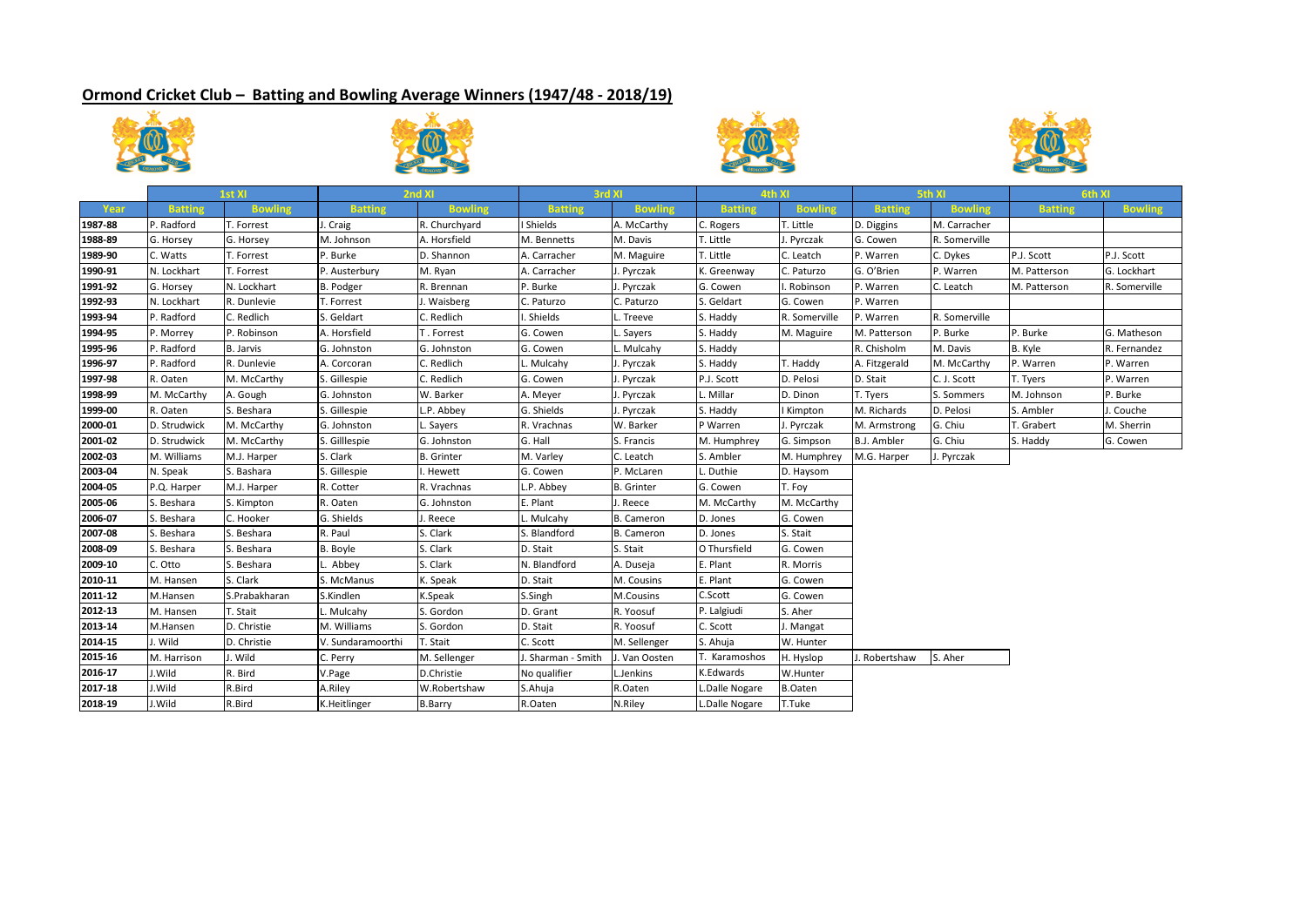## Ormond Cricket Club – Batting and Bowling Average Winners (1947/48 - 2018/19)

| | 1st XI | | 2nd XI | | 3rd XI | | 4th XI | | 5th XI | | 6th XI | |
|---|---|---|---|---|---|---|---|---|---|---|---|---|
| Year | Batting | Bowling | Batting | Bowling | Batting | Bowling | Batting | Bowling | Batting | Bowling | Batting | Bowling |
| 1987-88 | P. Radford | T. Forrest | J. Craig | R. Churchyard | I Shields | A. McCarthy | C. Rogers | T. Little | D. Diggins | M. Carracher | | |
| 1988-89 | G. Horsey | G. Horsey | M. Johnson | A. Horsfield | M. Bennetts | M. Davis | T. Little | J. Pyrczak | G. Cowen | R. Somerville | | |
| 1989-90 | C. Watts | T. Forrest | P. Burke | D. Shannon | A. Carracher | M. Maguire | T. Little | C. Leatch | P. Warren | C. Dykes | P.J. Scott | P.J. Scott |
| 1990-91 | N. Lockhart | T. Forrest | P. Austerbury | M. Ryan | A. Carracher | J. Pyrczak | K. Greenway | C. Paturzo | G. O'Brien | P. Warren | M. Patterson | G. Lockhart |
| 1991-92 | G. Horsey | N. Lockhart | B. Podger | R. Brennan | P. Burke | J. Pyrczak | G. Cowen | I. Robinson | P. Warren | C. Leatch | M. Patterson | R. Somerville |
| 1992-93 | N. Lockhart | R. Dunlevie | T. Forrest | J. Waisberg | C. Paturzo | C. Paturzo | S. Geldart | G. Cowen | P. Warren | | | |
| 1993-94 | P. Radford | C. Redlich | S. Geldart | C. Redlich | I. Shields | L. Treeve | S. Haddy | R. Somerville | P. Warren | R. Somerville | | |
| 1994-95 | P. Morrey | P. Robinson | A. Horsfield | T . Forrest | G. Cowen | L. Sayers | S. Haddy | M. Maguire | M. Patterson | P. Burke | P. Burke | G. Matheson |
| 1995-96 | P. Radford | B. Jarvis | G. Johnston | G. Johnston | G. Cowen | L. Mulcahy | S. Haddy | | R. Chisholm | M. Davis | B. Kyle | R. Fernandez |
| 1996-97 | P. Radford | R. Dunlevie | A. Corcoran | C. Redlich | L. Mulcahy | J. Pyrczak | S. Haddy | T. Haddy | A. Fitzgerald | M. McCarthy | P. Warren | P. Warren |
| 1997-98 | R. Oaten | M. McCarthy | S. Gillespie | C. Redlich | G. Cowen | J. Pyrczak | P.J. Scott | D. Pelosi | D. Stait | C. J. Scott | T. Tyers | P. Warren |
| 1998-99 | M. McCarthy | A. Gough | G. Johnston | W. Barker | A. Meyer | J. Pyrczak | L. Millar | D. Dinon | T. Tyers | S. Sommers | M. Johnson | P. Burke |
| 1999-00 | R. Oaten | S. Beshara | S. Gillespie | L.P. Abbey | G. Shields | J. Pyrczak | S. Haddy | I Kimpton | M. Richards | D. Pelosi | S. Ambler | J. Couche |
| 2000-01 | D. Strudwick | M. McCarthy | G. Johnston | L. Sayers | R. Vrachnas | W. Barker | P Warren | J. Pyrczak | M. Armstrong | G. Chiu | T. Grabert | M. Sherrin |
| 2001-02 | D. Strudwick | M. McCarthy | S. Gilllespie | G. Johnston | G. Hall | S. Francis | M. Humphrey | G. Simpson | B.J. Ambler | G. Chiu | S. Haddy | G. Cowen |
| 2002-03 | M. Williams | M.J. Harper | S. Clark | B. Grinter | M. Varley | C. Leatch | S. Ambler | M. Humphrey | M.G. Harper | J. Pyrczak | | |
| 2003-04 | N. Speak | S. Bashara | S. Gillespie | I. Hewett | G. Cowen | P. McLaren | L. Duthie | D. Haysom | | | | |
| 2004-05 | P.Q. Harper | M.J. Harper | R. Cotter | R. Vrachnas | L.P. Abbey | B. Grinter | G. Cowen | T. Foy | | | | |
| 2005-06 | S. Beshara | S. Kimpton | R. Oaten | G. Johnston | E. Plant | J. Reece | M. McCarthy | M. McCarthy | | | | |
| 2006-07 | S. Beshara | C. Hooker | G. Shields | J. Reece | L. Mulcahy | B. Cameron | D. Jones | G. Cowen | | | | |
| 2007-08 | S. Beshara | S. Beshara | R. Paul | S. Clark | S. Blandford | B. Cameron | D. Jones | S. Stait | | | | |
| 2008-09 | S. Beshara | S. Beshara | B. Boyle | S. Clark | D. Stait | S. Stait | O Thursfield | G. Cowen | | | | |
| 2009-10 | C. Otto | S. Beshara | L. Abbey | S. Clark | N. Blandford | A. Duseja | E. Plant | R. Morris | | | | |
| 2010-11 | M. Hansen | S. Clark | S. McManus | K. Speak | D. Stait | M. Cousins | E. Plant | G. Cowen | | | | |
| 2011-12 | M.Hansen | S.Prabakharan | S.Kindlen | K.Speak | S.Singh | M.Cousins | C.Scott | G. Cowen | | | | |
| 2012-13 | M. Hansen | T. Stait | L. Mulcahy | S. Gordon | D. Grant | R. Yoosuf | P. Lalgiudi | S. Aher | | | | |
| 2013-14 | M.Hansen | D. Christie | M. Williams | S. Gordon | D. Stait | R. Yoosuf | C. Scott | J. Mangat | | | | |
| 2014-15 | J. Wild | D. Christie | V. Sundaramoorthi | T. Stait | C. Scott | M. Sellenger | S. Ahuja | W. Hunter | | | | |
| 2015-16 | M. Harrison | J. Wild | C. Perry | M. Sellenger | J. Sharman - Smith | J. Van Oosten | T. Karamoshos | H. Hyslop | J. Robertshaw | S. Aher | | |
| 2016-17 | J.Wild | R. Bird | V.Page | D.Christie | No qualifier | L.Jenkins | K.Edwards | W.Hunter | | | | |
| 2017-18 | J.Wild | R.Bird | A.Riley | W.Robertshaw | S.Ahuja | R.Oaten | L.Dalle Nogare | B.Oaten | | | | |
| 2018-19 | J.Wild | R.Bird | K.Heitlinger | B.Barry | R.Oaten | N.Riley | L.Dalle Nogare | T.Tuke | | | | |